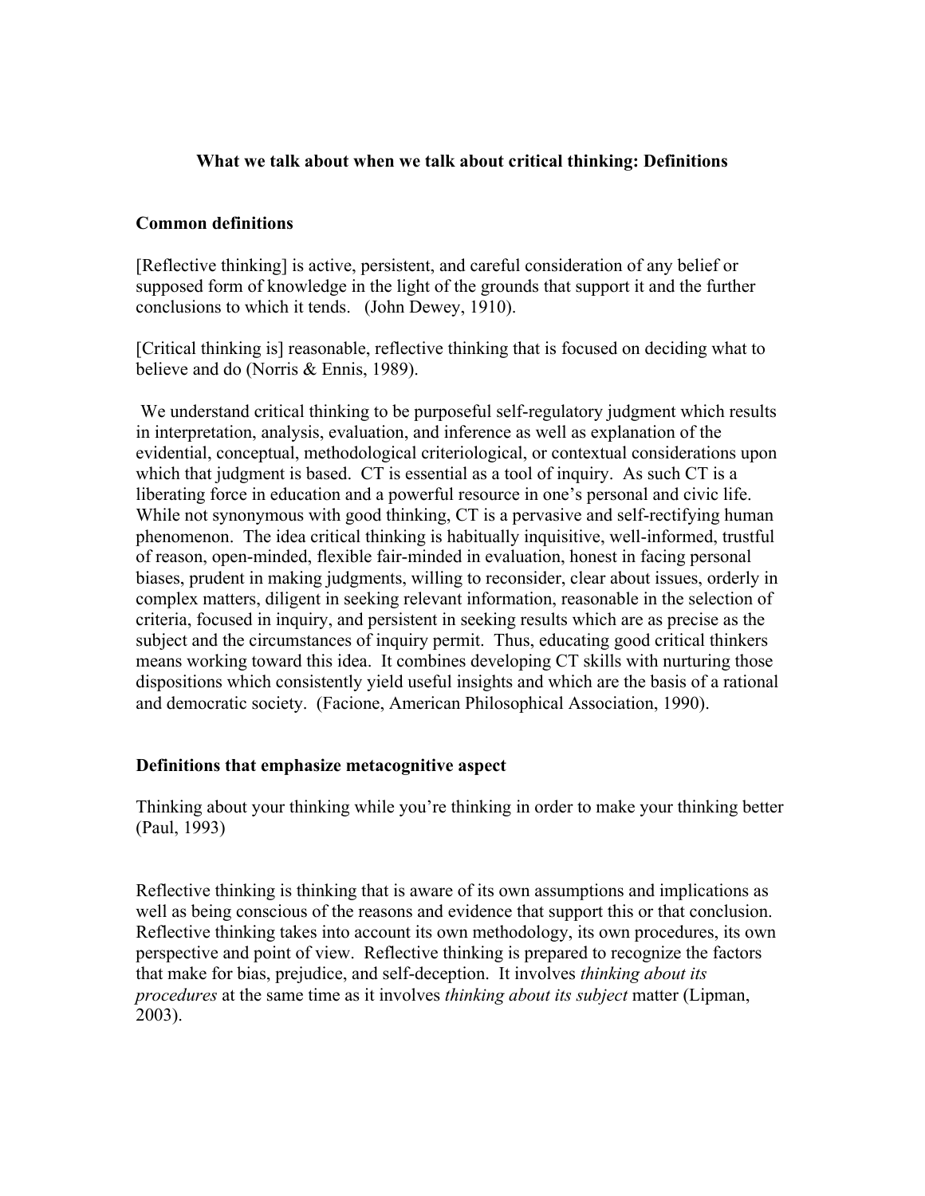# What we talk about when we talk about critical thinking: Definitions

## Common definitions

[Reflective thinking] is active, persistent, and careful consideration of any belief or supposed form of knowledge in the light of the grounds that support it and the further conclusions to which it tends. (John Dewey, 1910).

[Critical thinking is] reasonable, reflective thinking that is focused on deciding what to believe and do (Norris & Ennis, 1989).

We understand critical thinking to be purposeful self-regulatory judgment which results in interpretation, analysis, evaluation, and inference as well as explanation of the evidential, conceptual, methodological criteriological, or contextual considerations upon which that judgment is based. CT is essential as a tool of inquiry. As such CT is a liberating force in education and a powerful resource in one's personal and civic life. While not synonymous with good thinking, CT is a pervasive and self-rectifying human phenomenon. The idea critical thinking is habitually inquisitive, well-informed, trustful of reason, open-minded, flexible fair-minded in evaluation, honest in facing personal biases, prudent in making judgments, willing to reconsider, clear about issues, orderly in complex matters, diligent in seeking relevant information, reasonable in the selection of criteria, focused in inquiry, and persistent in seeking results which are as precise as the subject and the circumstances of inquiry permit. Thus, educating good critical thinkers means working toward this idea. It combines developing CT skills with nurturing those dispositions which consistently yield useful insights and which are the basis of a rational and democratic society. (Facione, American Philosophical Association, 1990).

## Definitions that emphasize metacognitive aspect

Thinking about your thinking while you're thinking in order to make your thinking better (Paul, 1993)

Reflective thinking is thinking that is aware of its own assumptions and implications as well as being conscious of the reasons and evidence that support this or that conclusion. Reflective thinking takes into account its own methodology, its own procedures, its own perspective and point of view. Reflective thinking is prepared to recognize the factors that make for bias, prejudice, and self-deception. It involves *thinking about its procedures* at the same time as it involves *thinking about its subject* matter (Lipman, 2003).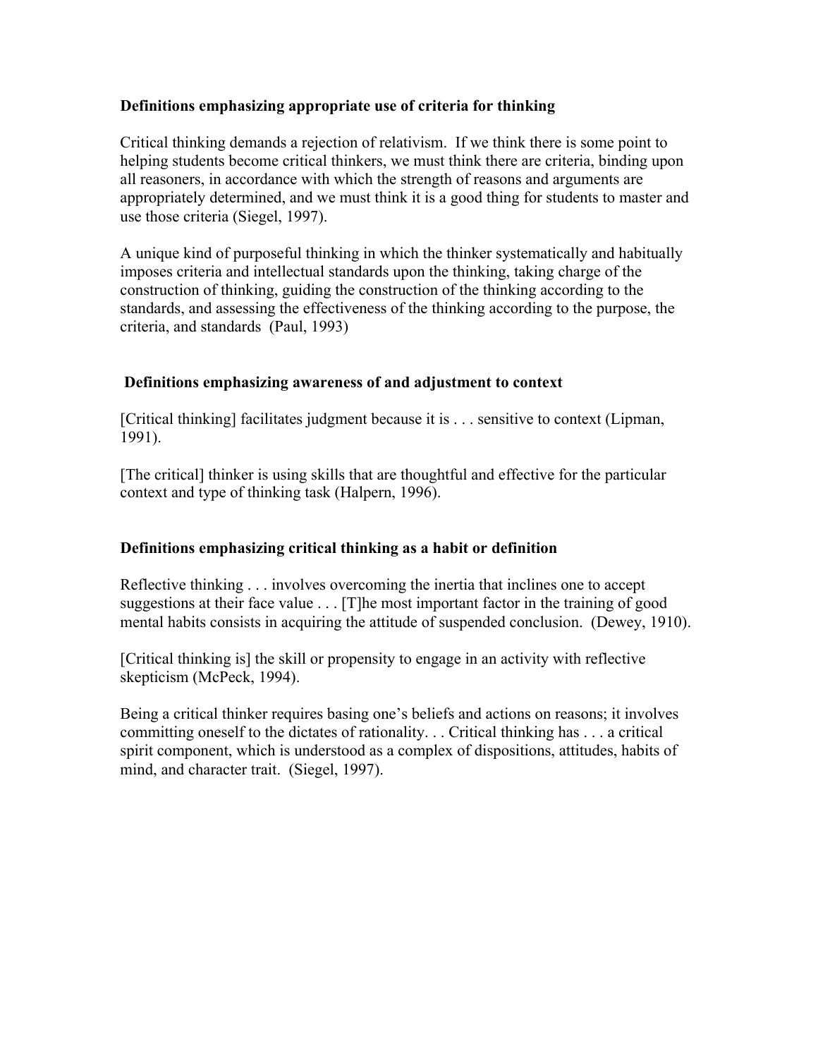### Definitions emphasizing appropriate use of criteria for thinking

Critical thinking demands a rejection of relativism. If we think there is some point to helping students become critical thinkers, we must think there are criteria, binding upon all reasoners, in accordance with which the strength of reasons and arguments are appropriately determined, and we must think it is a good thing for students to master and use those criteria (Siegel, 1997).

A unique kind of purposeful thinking in which the thinker systematically and habitually imposes criteria and intellectual standards upon the thinking, taking charge of the construction of thinking, guiding the construction of the thinking according to the standards, and assessing the effectiveness of the thinking according to the purpose, the criteria, and standards (Paul, 1993)

### Definitions emphasizing awareness of and adjustment to context

[Critical thinking] facilitates judgment because it is . . . sensitive to context (Lipman, 1991).

[The critical] thinker is using skills that are thoughtful and effective for the particular context and type of thinking task (Halpern, 1996).

### Definitions emphasizing critical thinking as a habit or definition

Reflective thinking . . . involves overcoming the inertia that inclines one to accept suggestions at their face value . . . [T]he most important factor in the training of good mental habits consists in acquiring the attitude of suspended conclusion. (Dewey, 1910).

[Critical thinking is] the skill or propensity to engage in an activity with reflective skepticism (McPeck, 1994).

Being a critical thinker requires basing one's beliefs and actions on reasons; it involves committing oneself to the dictates of rationality. . . Critical thinking has . . . a critical spirit component, which is understood as a complex of dispositions, attitudes, habits of mind, and character trait. (Siegel, 1997).